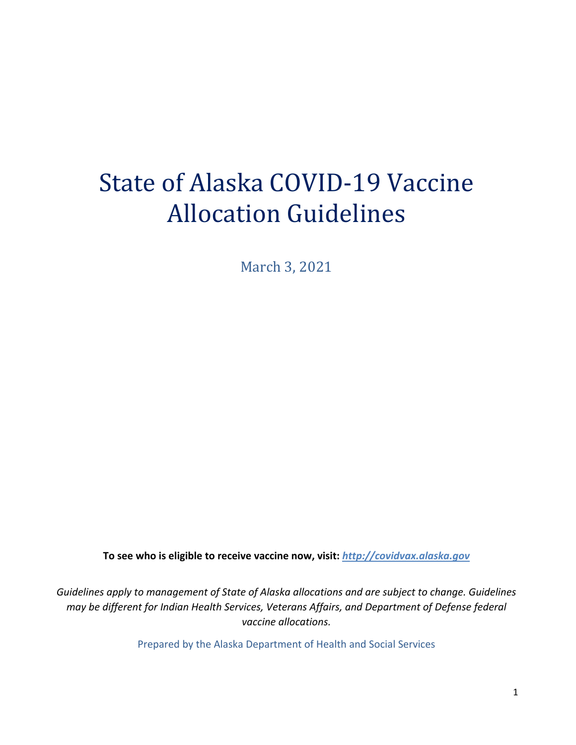# State of Alaska COVID-19 Vaccine Allocation Guidelines

March 3, 2021

**To see who is eligible to receive vaccine now, visit: *http://covidvax.alaska.gov***

*Guidelines apply to management of State of Alaska allocations and are subject to change. Guidelines may be different for Indian Health Services, Veterans Affairs, and Department of Defense federal vaccine allocations.*

Prepared by the Alaska Department of Health and Social Services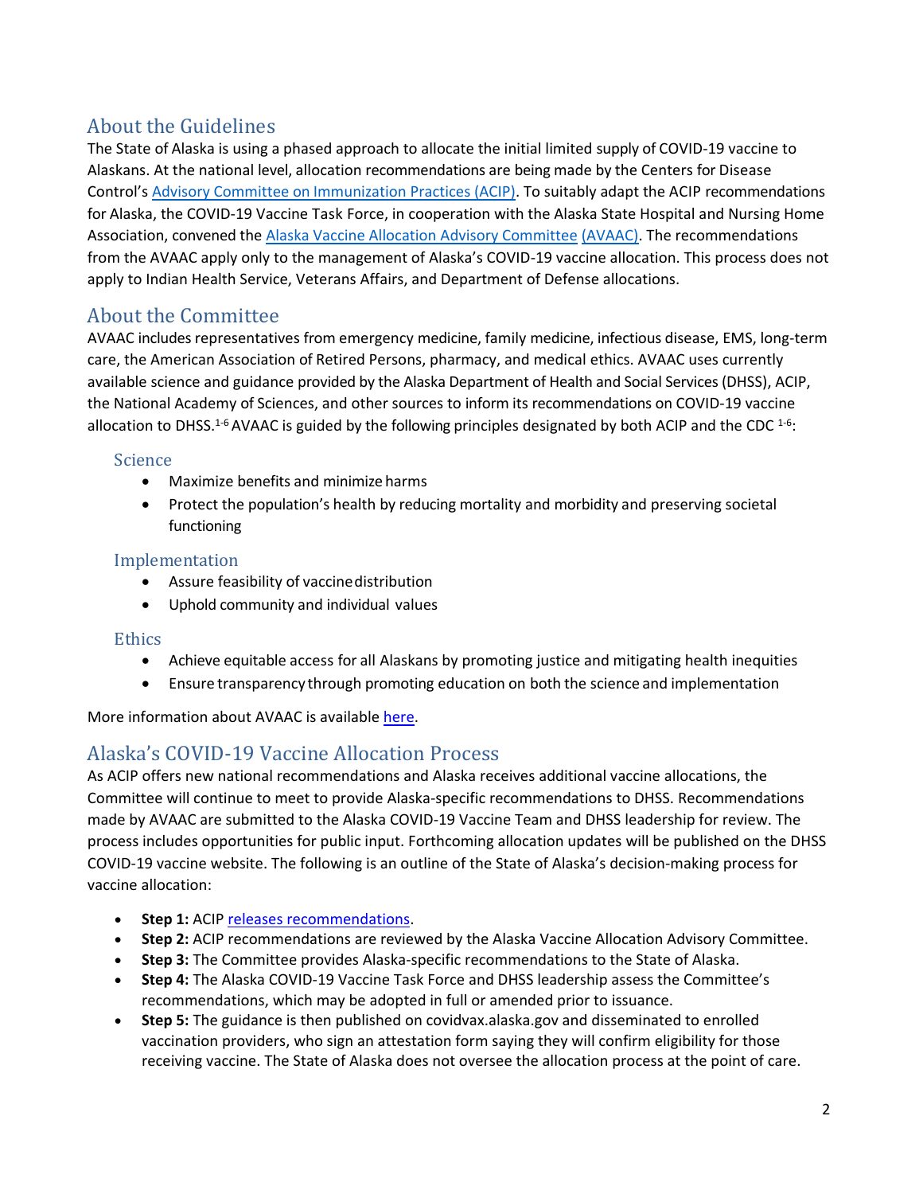## About the Guidelines

The State of Alaska is using a phased approach to allocate the initial limited supply of COVID-19 vaccine to Alaskans. At the national level, allocation recommendations are being made by the Centers for Disease Control's Advisory Committee on Immunization Practices (ACIP). To suitably adapt the ACIP recommendations for Alaska, the COVID-19 Vaccine Task Force, in cooperation with the Alaska State Hospital and Nursing Home Association, convened the Alaska Vaccine Allocation Advisory Committee (AVAAC). The recommendations from the AVAAC apply only to the management of Alaska's COVID-19 vaccine allocation. This process does not apply to Indian Health Service, Veterans Affairs, and Department of Defense allocations.

## About the Committee

AVAAC includes representatives from emergency medicine, family medicine, infectious disease, EMS, long-term care, the American Association of Retired Persons, pharmacy, and medical ethics. AVAAC uses currently available science and guidance provided by the Alaska Department of Health and Social Services (DHSS), ACIP, the National Academy of Sciences, and other sources to inform its recommendations on COVID-19 vaccine allocation to DHSS.[1-6] AVAAC is guided by the following principles designated by both ACIP and the CDC [1-6]:

### Science

- Maximize benefits and minimize harms
- Protect the population's health by reducing mortality and morbidity and preserving societal functioning

### Implementation

- Assure feasibility of vaccine distribution
- Uphold community and individual values

### Ethics

- Achieve equitable access for all Alaskans by promoting justice and mitigating health inequities
- Ensure transparency through promoting education on both the science and implementation

More information about AVAAC is available here.

## Alaska's COVID-19 Vaccine Allocation Process

As ACIP offers new national recommendations and Alaska receives additional vaccine allocations, the Committee will continue to meet to provide Alaska-specific recommendations to DHSS. Recommendations made by AVAAC are submitted to the Alaska COVID-19 Vaccine Team and DHSS leadership for review. The process includes opportunities for public input. Forthcoming allocation updates will be published on the DHSS COVID-19 vaccine website. The following is an outline of the State of Alaska's decision-making process for vaccine allocation:

- **Step 1:** ACIP releases recommendations.
- **Step 2:** ACIP recommendations are reviewed by the Alaska Vaccine Allocation Advisory Committee.
- **Step 3:** The Committee provides Alaska-specific recommendations to the State of Alaska.
- **Step 4:** The Alaska COVID-19 Vaccine Task Force and DHSS leadership assess the Committee's recommendations, which may be adopted in full or amended prior to issuance.
- **Step 5:** The guidance is then published on covidvax.alaska.gov and disseminated to enrolled vaccination providers, who sign an attestation form saying they will confirm eligibility for those receiving vaccine. The State of Alaska does not oversee the allocation process at the point of care.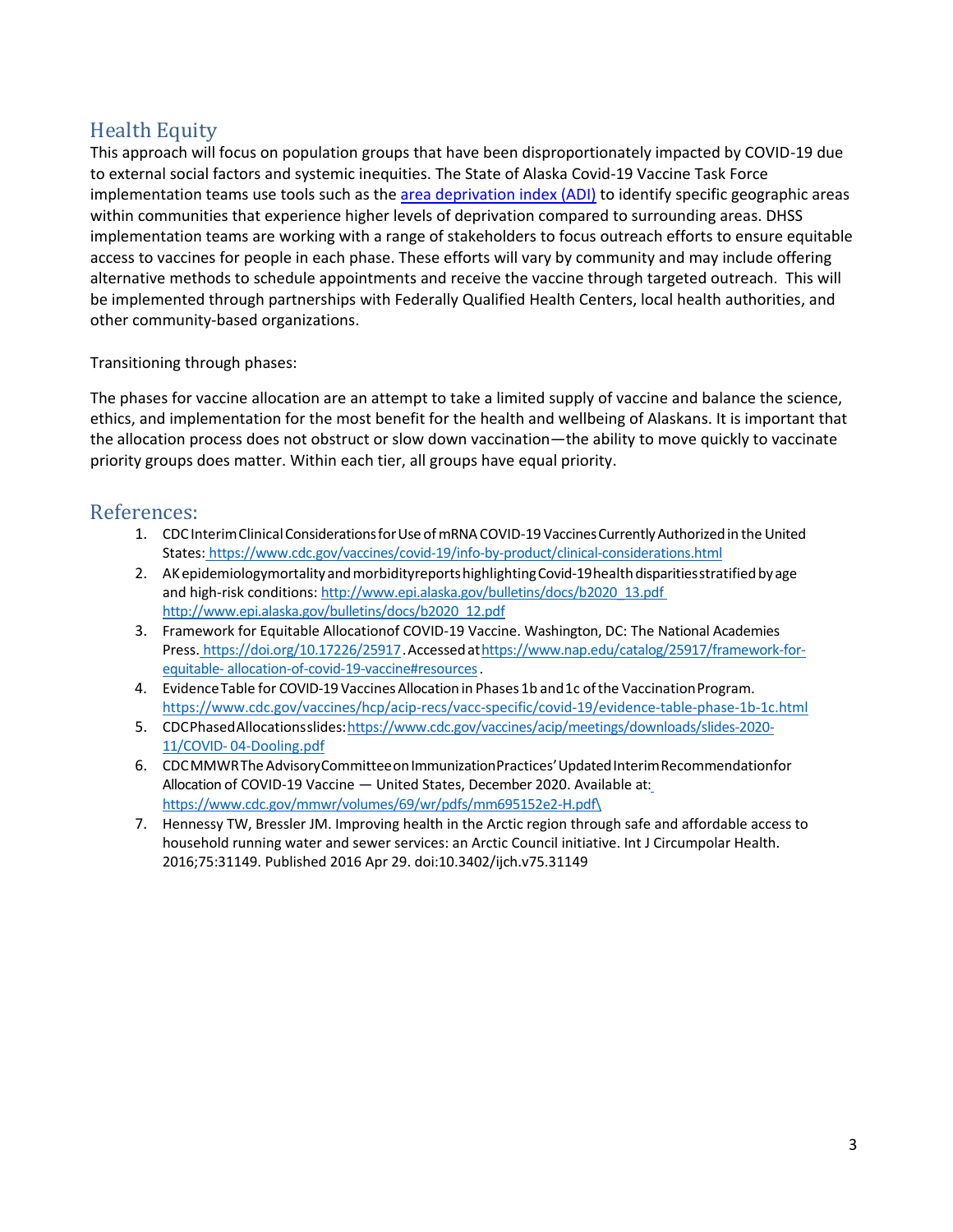## Health Equity

This approach will focus on population groups that have been disproportionately impacted by COVID-19 due to external social factors and systemic inequities. The State of Alaska Covid-19 Vaccine Task Force implementation teams use tools such as the [area deprivation index (ADI)] to identify specific geographic areas within communities that experience higher levels of deprivation compared to surrounding areas. DHSS implementation teams are working with a range of stakeholders to focus outreach efforts to ensure equitable access to vaccines for people in each phase. These efforts will vary by community and may include offering alternative methods to schedule appointments and receive the vaccine through targeted outreach. This will be implemented through partnerships with Federally Qualified Health Centers, local health authorities, and other community-based organizations.

Transitioning through phases:

The phases for vaccine allocation are an attempt to take a limited supply of vaccine and balance the science, ethics, and implementation for the most benefit for the health and wellbeing of Alaskans. It is important that the allocation process does not obstruct or slow down vaccination—the ability to move quickly to vaccinate priority groups does matter. Within each tier, all groups have equal priority.

## References:

1. CDC Interim Clinical Considerations for Use of mRNA COVID-19 Vaccines Currently Authorized in the United States: https://www.cdc.gov/vaccines/covid-19/info-by-product/clinical-considerations.html
2. AK epidemiology mortality and morbidity reports highlighting Covid-19 health disparities stratified by age and high-risk conditions: http://www.epi.alaska.gov/bulletins/docs/b2020_13.pdf http://www.epi.alaska.gov/bulletins/docs/b2020_12.pdf
3. Framework for Equitable Allocation of COVID-19 Vaccine. Washington, DC: The National Academies Press. https://doi.org/10.17226/25917. Accessed at https://www.nap.edu/catalog/25917/framework-for-equitable-allocation-of-covid-19-vaccine#resources.
4. Evidence Table for COVID-19 Vaccines Allocation in Phases 1b and 1c of the Vaccination Program. https://www.cdc.gov/vaccines/hcp/acip-recs/vacc-specific/covid-19/evidence-table-phase-1b-1c.html
5. CDC Phased Allocations slides: https://www.cdc.gov/vaccines/acip/meetings/downloads/slides-2020-11/COVID-04-Dooling.pdf
6. CDC MMWR The Advisory Committee on Immunization Practices' Updated Interim Recommendation for Allocation of COVID-19 Vaccine — United States, December 2020. Available at: https://www.cdc.gov/mmwr/volumes/69/wr/pdfs/mm695152e2-H.pdf\
7. Hennessy TW, Bressler JM. Improving health in the Arctic region through safe and affordable access to household running water and sewer services: an Arctic Council initiative. Int J Circumpolar Health. 2016;75:31149. Published 2016 Apr 29. doi:10.3402/ijch.v75.31149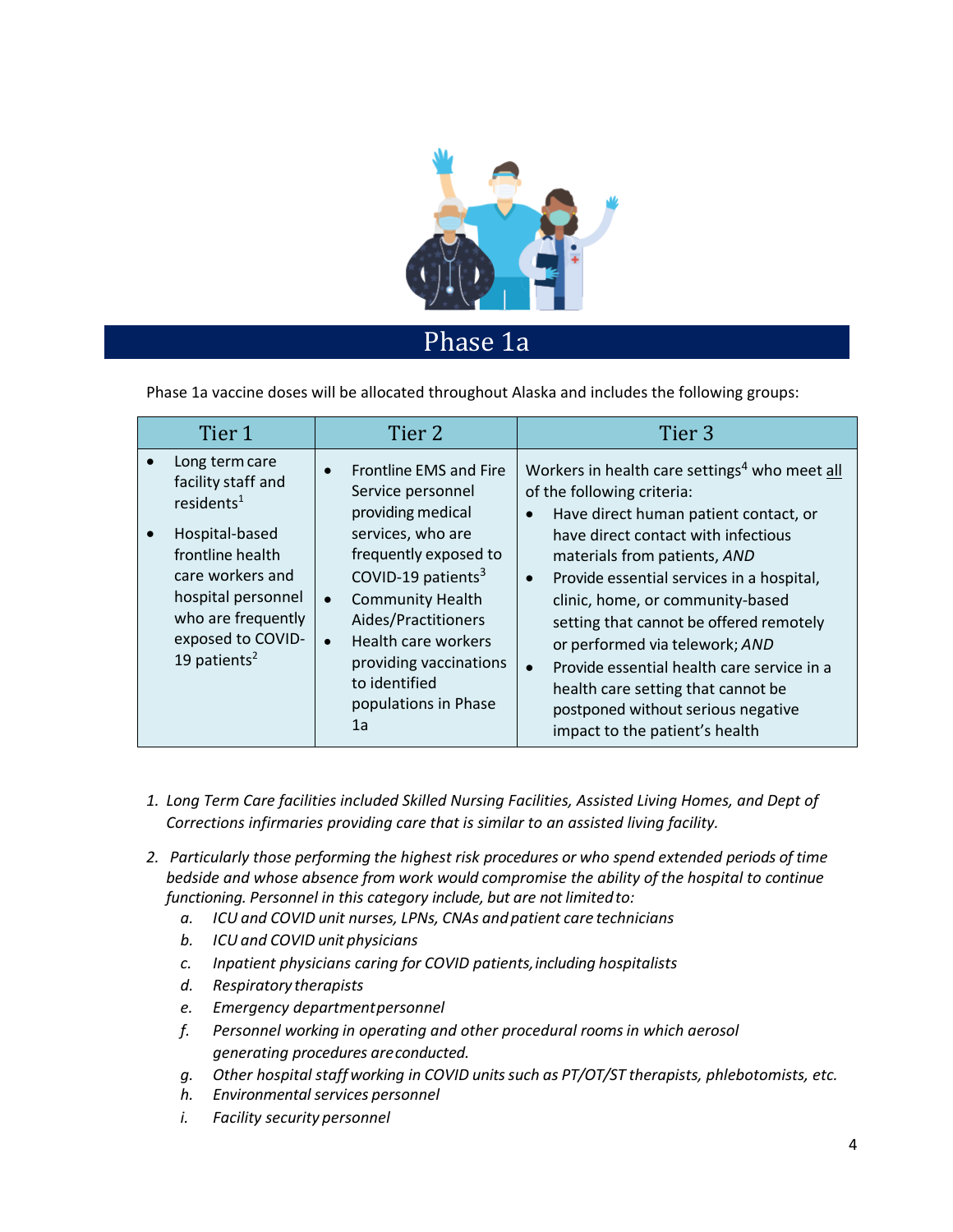# Phase 1a

Phase 1a vaccine doses will be allocated throughout Alaska and includes the following groups:

| Tier 1 | Tier 2 | Tier 3 |
|---|---|---|
| • Long term care facility staff and residents[1]<br>• Hospital-based frontline health care workers and hospital personnel who are frequently exposed to COVID-19 patients[2] | • Frontline EMS and Fire Service personnel providing medical services, who are frequently exposed to COVID-19 patients[3]<br>• Community Health Aides/Practitioners<br>• Health care workers providing vaccinations to identified populations in Phase 1a | Workers in health care settings[4] who meet all of the following criteria:<br>• Have direct human patient contact, or have direct contact with infectious materials from patients, *AND*<br>• Provide essential services in a hospital, clinic, home, or community-based setting that cannot be offered remotely or performed via telework; *AND*<br>• Provide essential health care service in a health care setting that cannot be postponed without serious negative impact to the patient's health |

1. *Long Term Care facilities included Skilled Nursing Facilities, Assisted Living Homes, and Dept of Corrections infirmaries providing care that is similar to an assisted living facility.*
2. *Particularly those performing the highest risk procedures or who spend extended periods of time bedside and whose absence from work would compromise the ability of the hospital to continue functioning. Personnel in this category include, but are not limited to:*
    a. *ICU and COVID unit nurses, LPNs, CNAs and patient care technicians*
    b. *ICU and COVID unit physicians*
    c. *Inpatient physicians caring for COVID patients, including hospitalists*
    d. *Respiratory therapists*
    e. *Emergency department personnel*
    f. *Personnel working in operating and other procedural rooms in which aerosol generating procedures are conducted.*
    g. *Other hospital staff working in COVID units such as PT/OT/ST therapists, phlebotomists, etc.*
    h. *Environmental services personnel*
    i. *Facility security personnel*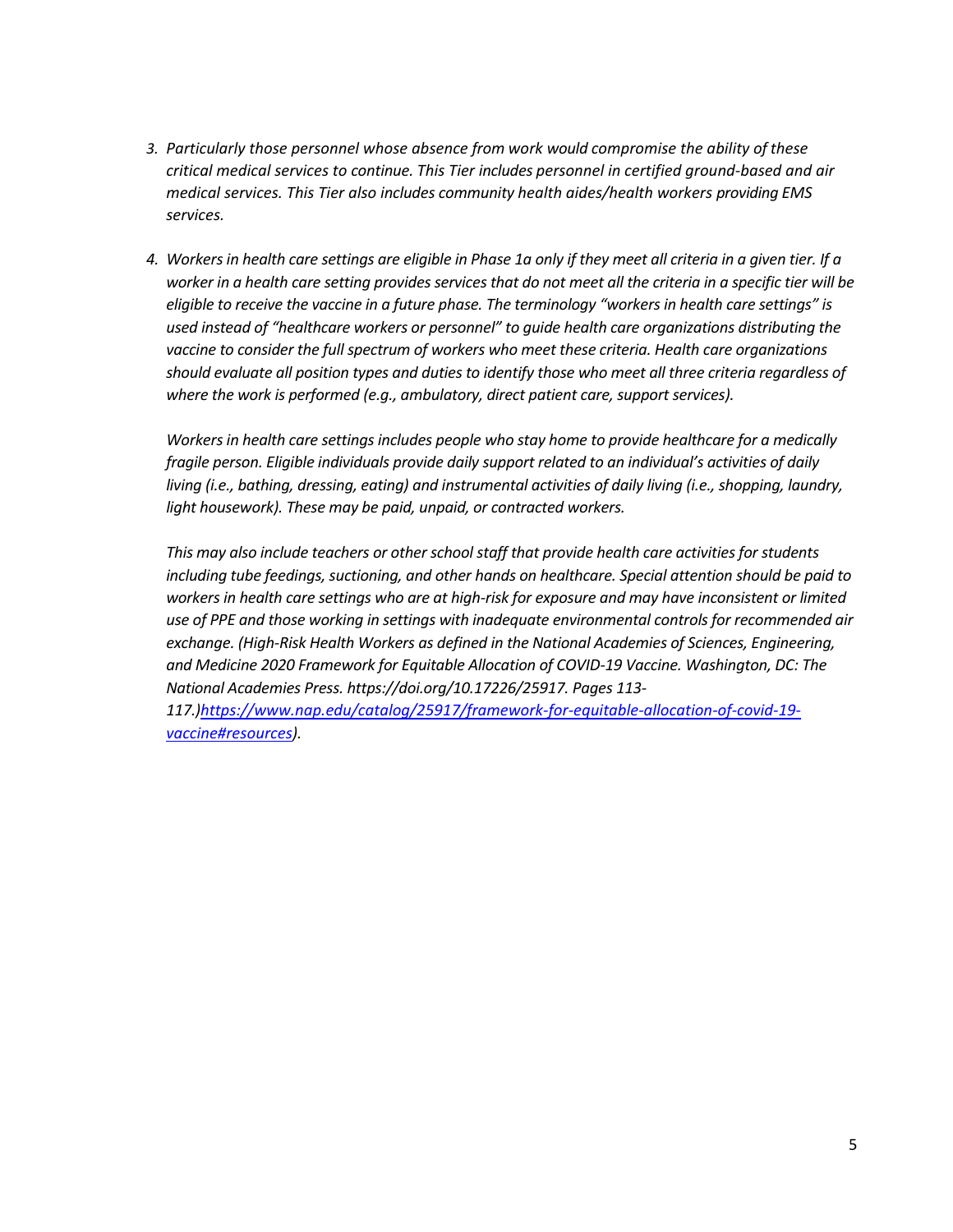3. *Particularly those personnel whose absence from work would compromise the ability of these critical medical services to continue. This Tier includes personnel in certified ground-based and air medical services. This Tier also includes community health aides/health workers providing EMS services.*

4. *Workers in health care settings are eligible in Phase 1a only if they meet all criteria in a given tier. If a worker in a health care setting provides services that do not meet all the criteria in a specific tier will be eligible to receive the vaccine in a future phase. The terminology "workers in health care settings" is used instead of "healthcare workers or personnel" to guide health care organizations distributing the vaccine to consider the full spectrum of workers who meet these criteria. Health care organizations should evaluate all position types and duties to identify those who meet all three criteria regardless of where the work is performed (e.g., ambulatory, direct patient care, support services).*

   *Workers in health care settings includes people who stay home to provide healthcare for a medically fragile person. Eligible individuals provide daily support related to an individual's activities of daily living (i.e., bathing, dressing, eating) and instrumental activities of daily living (i.e., shopping, laundry, light housework). These may be paid, unpaid, or contracted workers.*

   *This may also include teachers or other school staff that provide health care activities for students including tube feedings, suctioning, and other hands on healthcare. Special attention should be paid to workers in health care settings who are at high-risk for exposure and may have inconsistent or limited use of PPE and those working in settings with inadequate environmental controls for recommended air exchange. (High-Risk Health Workers as defined in the National Academies of Sciences, Engineering, and Medicine 2020 Framework for Equitable Allocation of COVID-19 Vaccine. Washington, DC: The National Academies Press. https://doi.org/10.17226/25917. Pages 113-117.)[https://www.nap.edu/catalog/25917/framework-for-equitable-allocation-of-covid-19-vaccine#resources](https://www.nap.edu/catalog/25917/framework-for-equitable-allocation-of-covid-19-vaccine#resources)).*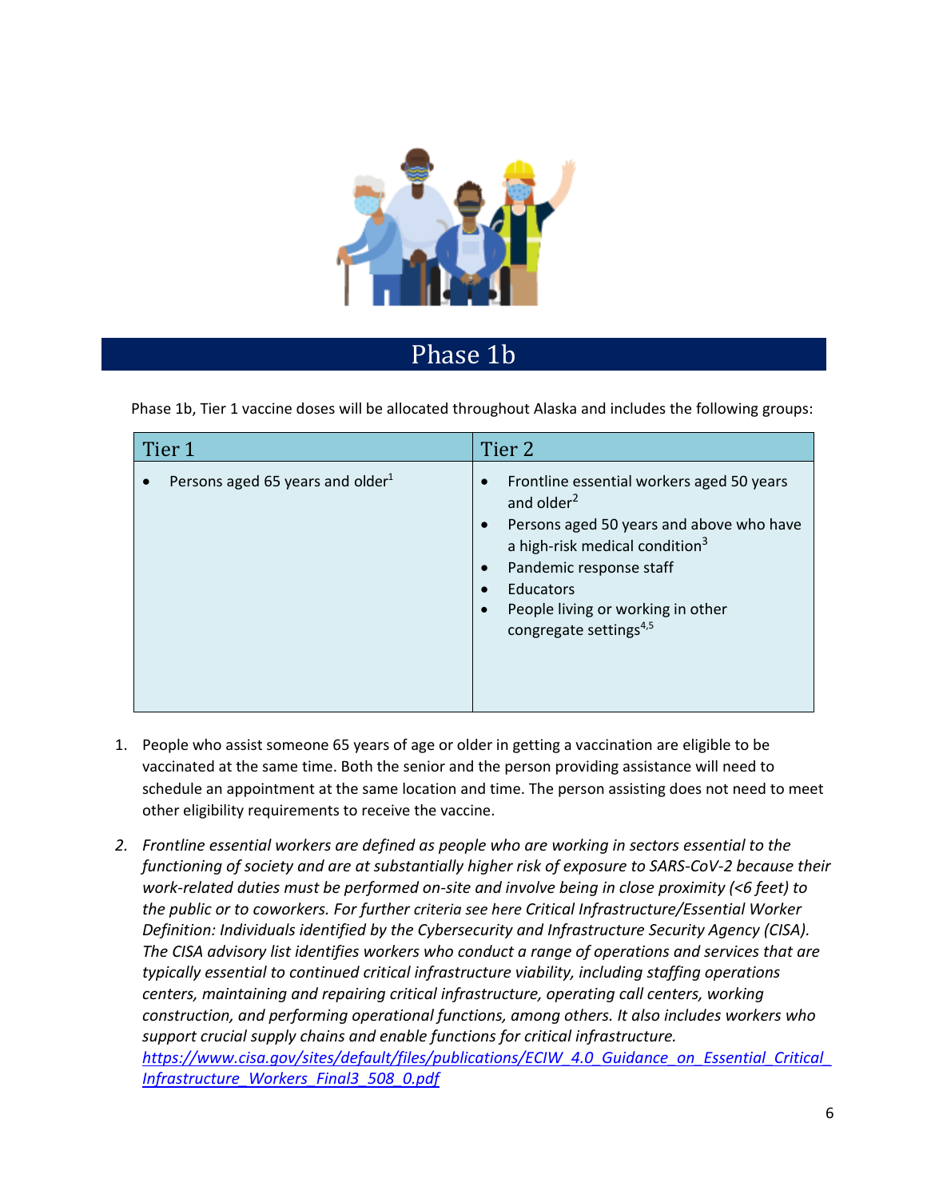# Phase 1b

Phase 1b, Tier 1 vaccine doses will be allocated throughout Alaska and includes the following groups:

| Tier 1 | Tier 2 |
| --- | --- |
| • Persons aged 65 years and older[1] | • Frontline essential workers aged 50 years and older[2]<br>• Persons aged 50 years and above who have a high-risk medical condition[3]<br>• Pandemic response staff<br>• Educators<br>• People living or working in other congregate settings[4,5] |

1. People who assist someone 65 years of age or older in getting a vaccination are eligible to be vaccinated at the same time. Both the senior and the person providing assistance will need to schedule an appointment at the same location and time. The person assisting does not need to meet other eligibility requirements to receive the vaccine.

2. *Frontline essential workers are defined as people who are working in sectors essential to the functioning of society and are at substantially higher risk of exposure to SARS-CoV-2 because their work-related duties must be performed on-site and involve being in close proximity (<6 feet) to the public or to coworkers. For further criteria see here Critical Infrastructure/Essential Worker Definition: Individuals identified by the Cybersecurity and Infrastructure Security Agency (CISA). The CISA advisory list identifies workers who conduct a range of operations and services that are typically essential to continued critical infrastructure viability, including staffing operations centers, maintaining and repairing critical infrastructure, operating call centers, working construction, and performing operational functions, among others. It also includes workers who support crucial supply chains and enable functions for critical infrastructure.* [*https://www.cisa.gov/sites/default/files/publications/ECIW_4.0_Guidance_on_Essential_Critical_Infrastructure_Workers_Final3_508_0.pdf*](https://www.cisa.gov/sites/default/files/publications/ECIW_4.0_Guidance_on_Essential_Critical_Infrastructure_Workers_Final3_508_0.pdf)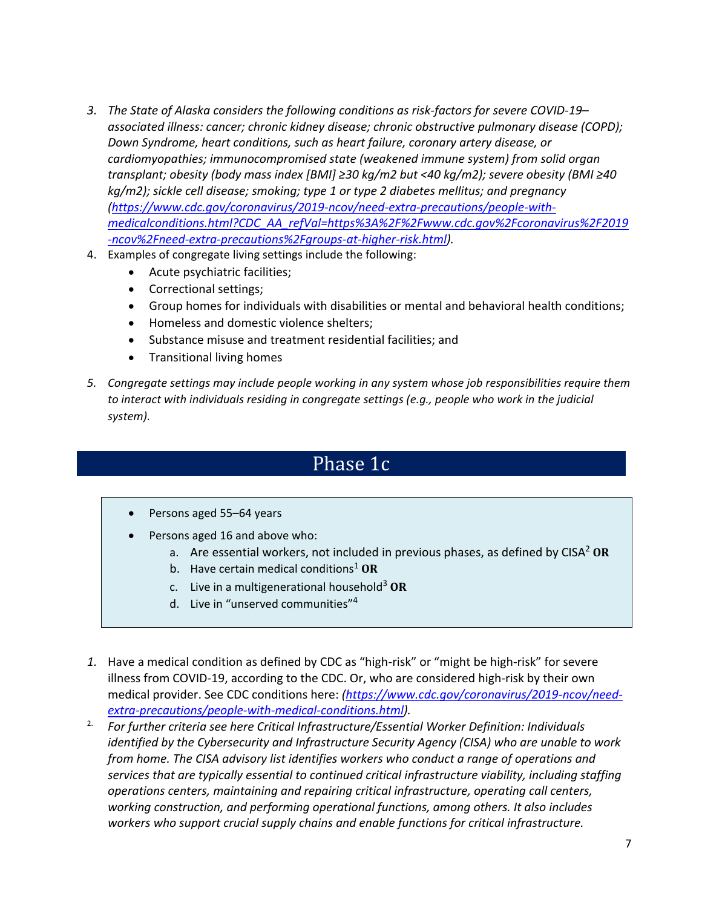3. *The State of Alaska considers the following conditions as risk-factors for severe COVID-19–associated illness: cancer; chronic kidney disease; chronic obstructive pulmonary disease (COPD); Down Syndrome, heart conditions, such as heart failure, coronary artery disease, or cardiomyopathies; immunocompromised state (weakened immune system) from solid organ transplant; obesity (body mass index [BMI] ≥30 kg/m2 but <40 kg/m2); severe obesity (BMI ≥40 kg/m2); sickle cell disease; smoking; type 1 or type 2 diabetes mellitus; and pregnancy ([https://www.cdc.gov/coronavirus/2019-ncov/need-extra-precautions/people-with-medicalconditions.html?CDC_AA_refVal=https%3A%2F%2Fwww.cdc.gov%2Fcoronavirus%2F2019-ncov%2Fneed-extra-precautions%2Fgroups-at-higher-risk.html](https://www.cdc.gov/coronavirus/2019-ncov/need-extra-precautions/people-with-medicalconditions.html?CDC_AA_refVal=https%3A%2F%2Fwww.cdc.gov%2Fcoronavirus%2F2019-ncov%2Fneed-extra-precautions%2Fgroups-at-higher-risk.html)).*
4. Examples of congregate living settings include the following:
   - Acute psychiatric facilities;
   - Correctional settings;
   - Group homes for individuals with disabilities or mental and behavioral health conditions;
   - Homeless and domestic violence shelters;
   - Substance misuse and treatment residential facilities; and
   - Transitional living homes
5. *Congregate settings may include people working in any system whose job responsibilities require them to interact with individuals residing in congregate settings (e.g., people who work in the judicial system).*

## Phase 1c

- Persons aged 55–64 years
- Persons aged 16 and above who:
  a. Are essential workers, not included in previous phases, as defined by CISA[2] **OR**
  b. Have certain medical conditions[1] **OR**
  c. Live in a multigenerational household[3] **OR**
  d. Live in "unserved communities"[4]

1. Have a medical condition as defined by CDC as "high-risk" or "might be high-risk" for severe illness from COVID-19, according to the CDC. Or, who are considered high-risk by their own medical provider. See CDC conditions here: *([https://www.cdc.gov/coronavirus/2019-ncov/need-extra-precautions/people-with-medical-conditions.html](https://www.cdc.gov/coronavirus/2019-ncov/need-extra-precautions/people-with-medical-conditions.html)).*
2. *For further criteria see here Critical Infrastructure/Essential Worker Definition: Individuals identified by the Cybersecurity and Infrastructure Security Agency (CISA) who are unable to work from home. The CISA advisory list identifies workers who conduct a range of operations and services that are typically essential to continued critical infrastructure viability, including staffing operations centers, maintaining and repairing critical infrastructure, operating call centers, working construction, and performing operational functions, among others. It also includes workers who support crucial supply chains and enable functions for critical infrastructure.*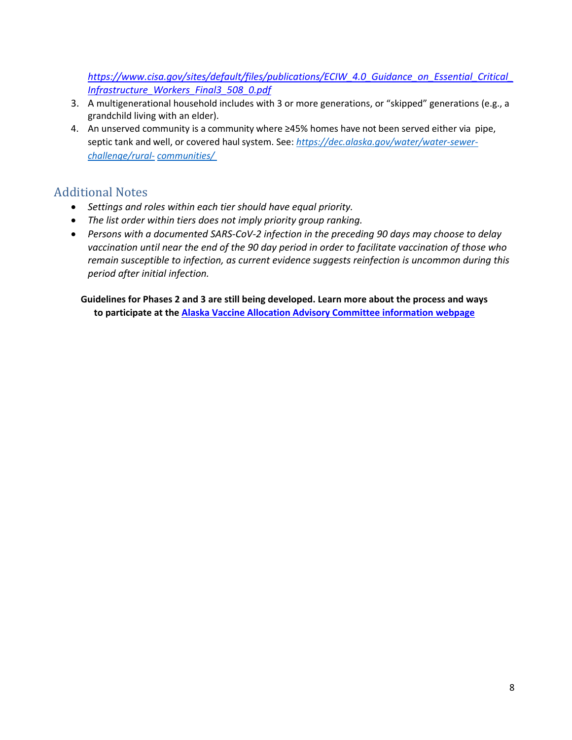*https://www.cisa.gov/sites/default/files/publications/ECIW_4.0_Guidance_on_Essential_Critical_Infrastructure_Workers_Final3_508_0.pdf*

3. A multigenerational household includes with 3 or more generations, or "skipped" generations (e.g., a grandchild living with an elder).
4. An unserved community is a community where ≥45% homes have not been served either via pipe, septic tank and well, or covered haul system. See: *https://dec.alaska.gov/water/water-sewer-challenge/rural- communities/*

## Additional Notes

- *Settings and roles within each tier should have equal priority.*
- *The list order within tiers does not imply priority group ranking.*
- *Persons with a documented SARS-CoV-2 infection in the preceding 90 days may choose to delay vaccination until near the end of the 90 day period in order to facilitate vaccination of those who remain susceptible to infection, as current evidence suggests reinfection is uncommon during this period after initial infection.*

**Guidelines for Phases 2 and 3 are still being developed. Learn more about the process and ways to participate at the Alaska Vaccine Allocation Advisory Committee information webpage**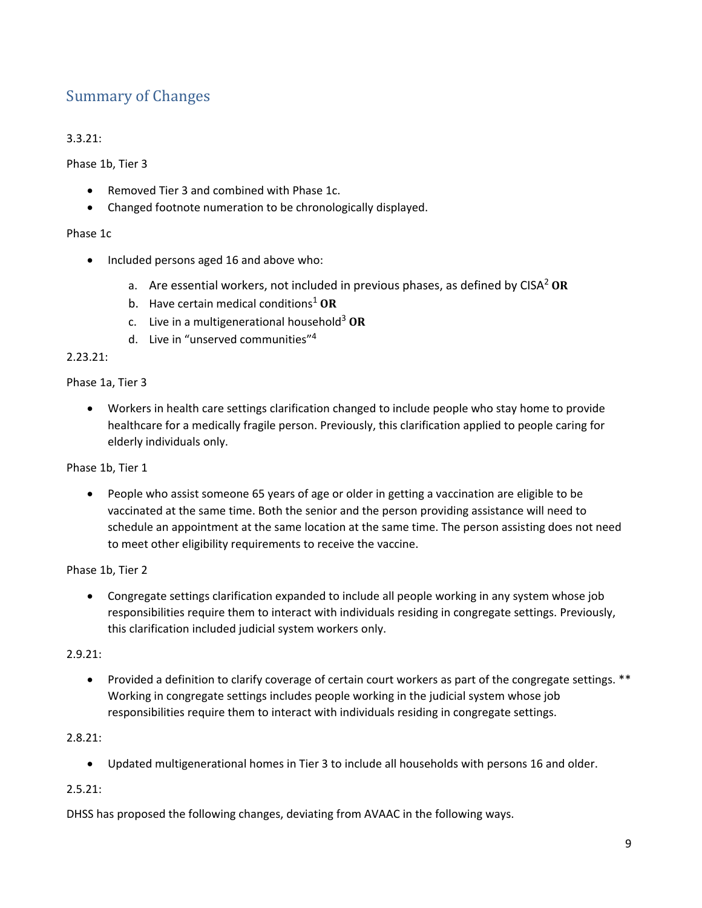## Summary of Changes

3.3.21:

Phase 1b, Tier 3

- Removed Tier 3 and combined with Phase 1c.
- Changed footnote numeration to be chronologically displayed.

Phase 1c

- Included persons aged 16 and above who:
  a. Are essential workers, not included in previous phases, as defined by CISA[2] **OR**
  b. Have certain medical conditions[1] **OR**
  c. Live in a multigenerational household[3] **OR**
  d. Live in "unserved communities"[4]

2.23.21:

Phase 1a, Tier 3

- Workers in health care settings clarification changed to include people who stay home to provide healthcare for a medically fragile person. Previously, this clarification applied to people caring for elderly individuals only.

Phase 1b, Tier 1

- People who assist someone 65 years of age or older in getting a vaccination are eligible to be vaccinated at the same time. Both the senior and the person providing assistance will need to schedule an appointment at the same location at the same time. The person assisting does not need to meet other eligibility requirements to receive the vaccine.

Phase 1b, Tier 2

- Congregate settings clarification expanded to include all people working in any system whose job responsibilities require them to interact with individuals residing in congregate settings. Previously, this clarification included judicial system workers only.

2.9.21:

- Provided a definition to clarify coverage of certain court workers as part of the congregate settings. ** Working in congregate settings includes people working in the judicial system whose job responsibilities require them to interact with individuals residing in congregate settings.

2.8.21:

- Updated multigenerational homes in Tier 3 to include all households with persons 16 and older.

2.5.21:

DHSS has proposed the following changes, deviating from AVAAC in the following ways.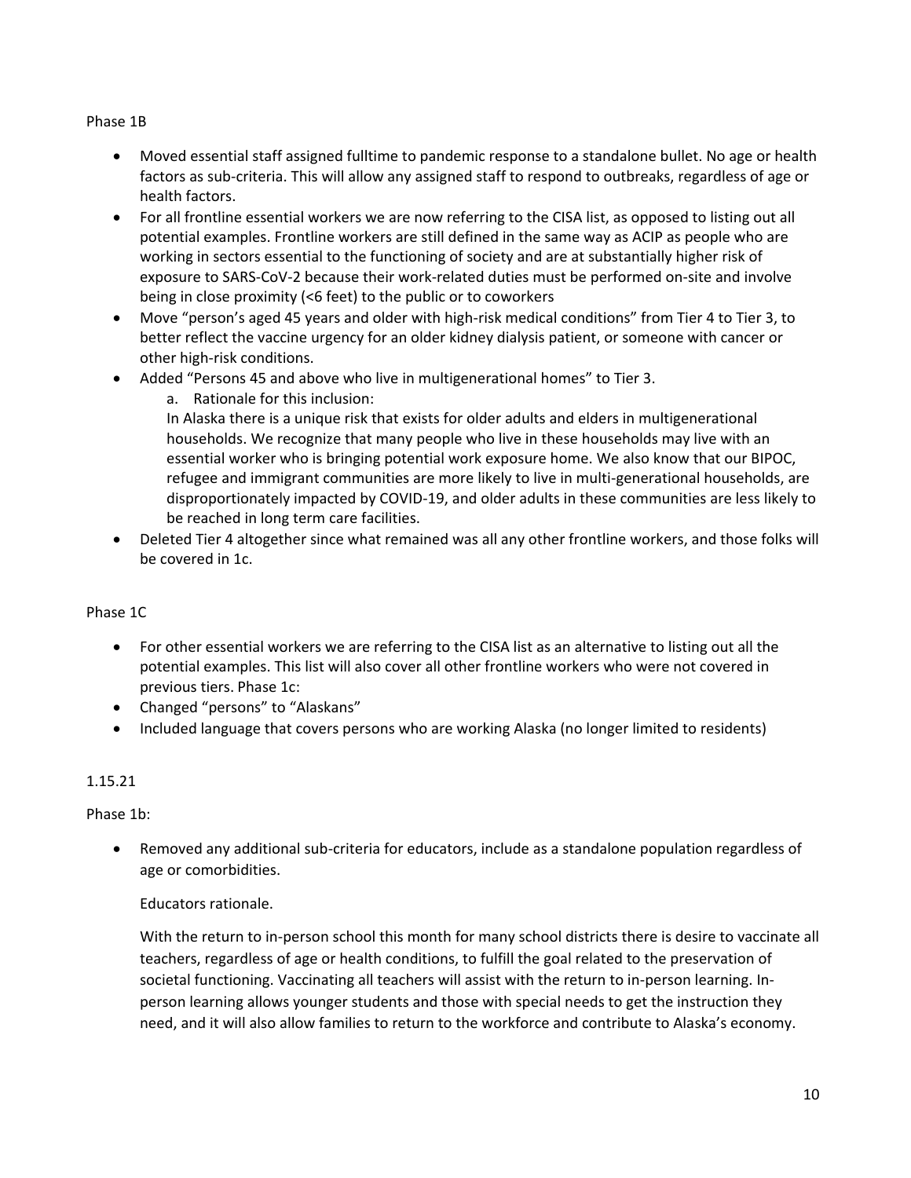Phase 1B

- Moved essential staff assigned fulltime to pandemic response to a standalone bullet. No age or health factors as sub-criteria. This will allow any assigned staff to respond to outbreaks, regardless of age or health factors.
- For all frontline essential workers we are now referring to the CISA list, as opposed to listing out all potential examples. Frontline workers are still defined in the same way as ACIP as people who are working in sectors essential to the functioning of society and are at substantially higher risk of exposure to SARS-CoV-2 because their work-related duties must be performed on-site and involve being in close proximity (<6 feet) to the public or to coworkers
- Move "person's aged 45 years and older with high-risk medical conditions" from Tier 4 to Tier 3, to better reflect the vaccine urgency for an older kidney dialysis patient, or someone with cancer or other high-risk conditions.
- Added "Persons 45 and above who live in multigenerational homes" to Tier 3.
    a. Rationale for this inclusion:
    In Alaska there is a unique risk that exists for older adults and elders in multigenerational households. We recognize that many people who live in these households may live with an essential worker who is bringing potential work exposure home. We also know that our BIPOC, refugee and immigrant communities are more likely to live in multi-generational households, are disproportionately impacted by COVID-19, and older adults in these communities are less likely to be reached in long term care facilities.
- Deleted Tier 4 altogether since what remained was all any other frontline workers, and those folks will be covered in 1c.

Phase 1C

- For other essential workers we are referring to the CISA list as an alternative to listing out all the potential examples. This list will also cover all other frontline workers who were not covered in previous tiers. Phase 1c:
- Changed "persons" to "Alaskans"
- Included language that covers persons who are working Alaska (no longer limited to residents)

1.15.21

Phase 1b:

- Removed any additional sub-criteria for educators, include as a standalone population regardless of age or comorbidities.

    Educators rationale.

    With the return to in-person school this month for many school districts there is desire to vaccinate all teachers, regardless of age or health conditions, to fulfill the goal related to the preservation of societal functioning. Vaccinating all teachers will assist with the return to in-person learning. In-person learning allows younger students and those with special needs to get the instruction they need, and it will also allow families to return to the workforce and contribute to Alaska's economy.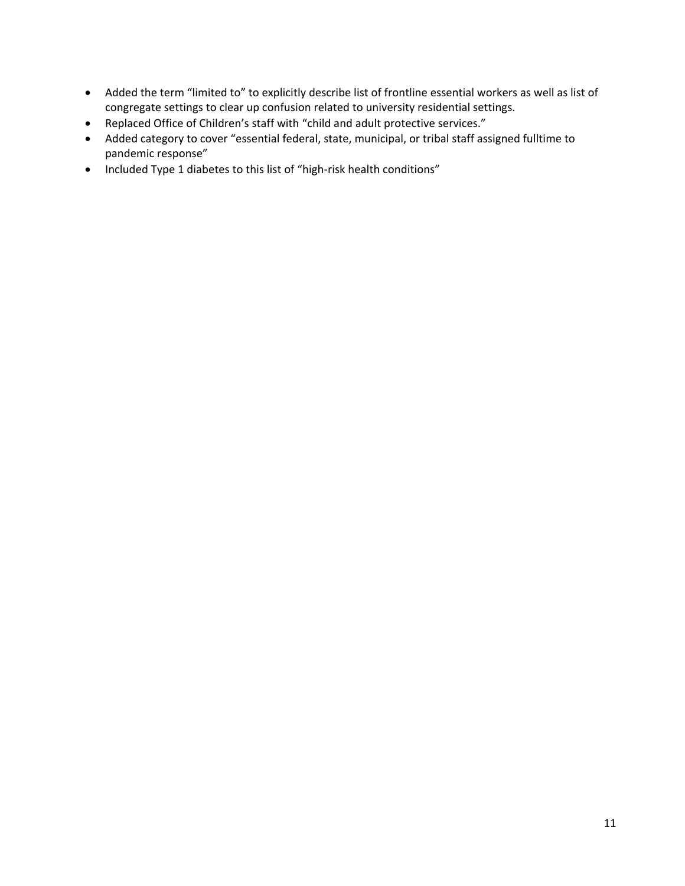- Added the term "limited to" to explicitly describe list of frontline essential workers as well as list of congregate settings to clear up confusion related to university residential settings.
- Replaced Office of Children's staff with "child and adult protective services."
- Added category to cover "essential federal, state, municipal, or tribal staff assigned fulltime to pandemic response"
- Included Type 1 diabetes to this list of "high-risk health conditions"